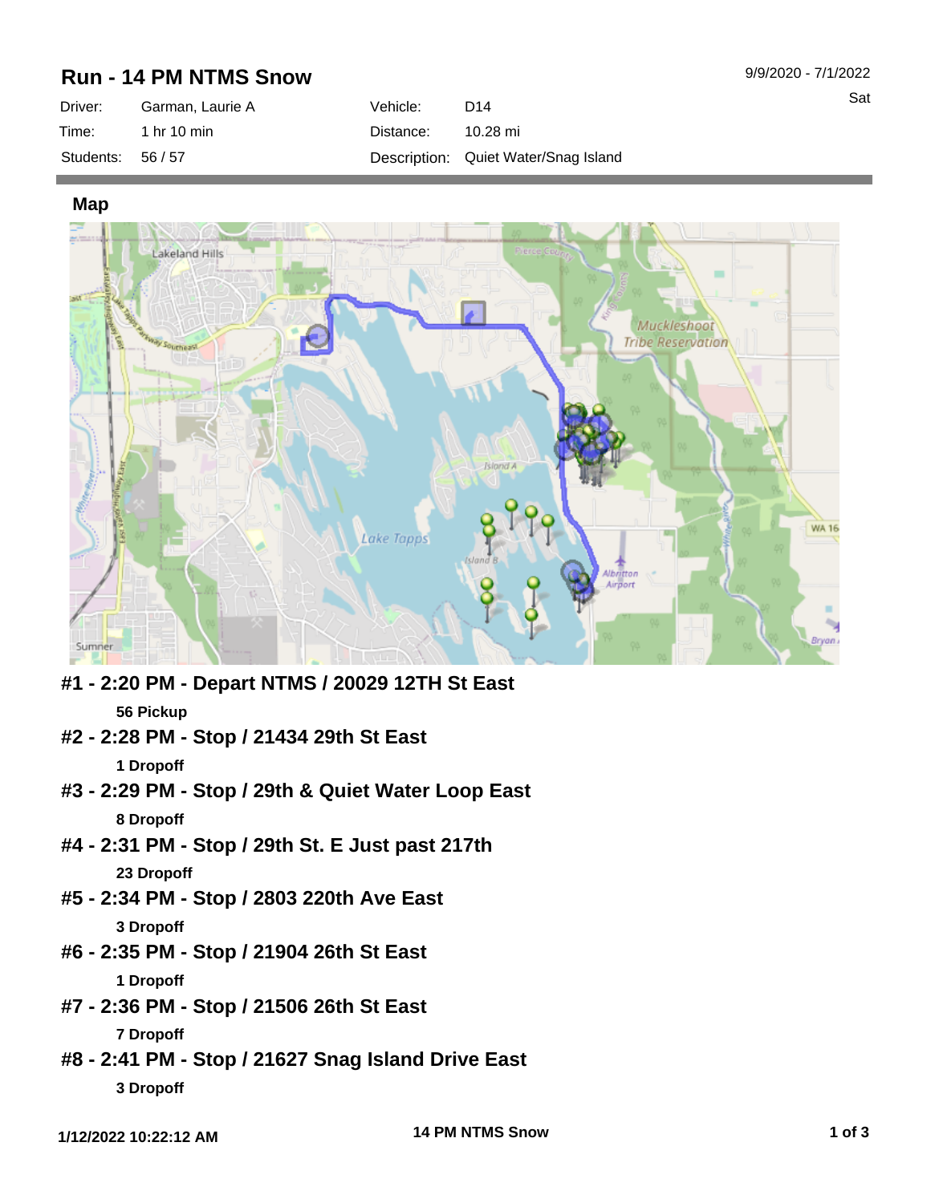# Run - 14 PM NTMS Snow

9/9/2020 - 7/1/2022
Sat

| | | | |
|---|---|---|---|
| Driver: | Garman, Laurie A | Vehicle: | D14 |
| Time: | 1 hr 10 min | Distance: | 10.28 mi |
| Students: | 56 / 57 | Description: | Quiet Water/Snag Island |

## Map

### #1 - 2:20 PM - Depart NTMS / 20029 12TH St East

**56 Pickup**

### #2 - 2:28 PM - Stop / 21434 29th St East

**1 Dropoff**

### #3 - 2:29 PM - Stop / 29th & Quiet Water Loop East

**8 Dropoff**

### #4 - 2:31 PM - Stop / 29th St. E Just past 217th

**23 Dropoff**

### #5 - 2:34 PM - Stop / 2803 220th Ave East

**3 Dropoff**

### #6 - 2:35 PM - Stop / 21904 26th St East

**1 Dropoff**

### #7 - 2:36 PM - Stop / 21506 26th St East

**7 Dropoff**

### #8 - 2:41 PM - Stop / 21627 Snag Island Drive East

**3 Dropoff**

1/12/2022 10:22:12 AM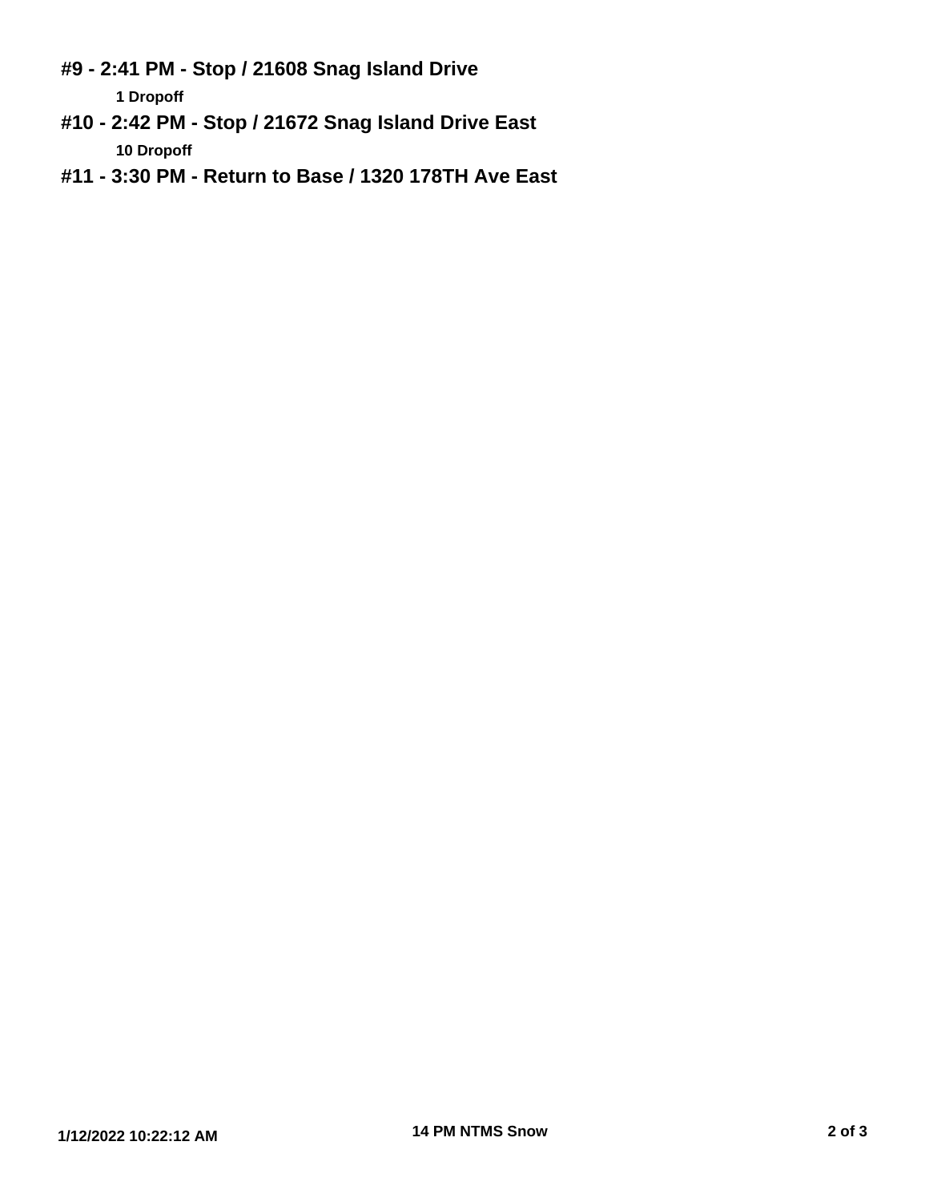**#9 - 2:41 PM - Stop / 21608 Snag Island Drive**

**1 Dropoff**

**#10 - 2:42 PM - Stop / 21672 Snag Island Drive East**

**10 Dropoff**

**#11 - 3:30 PM - Return to Base / 1320 178TH Ave East**